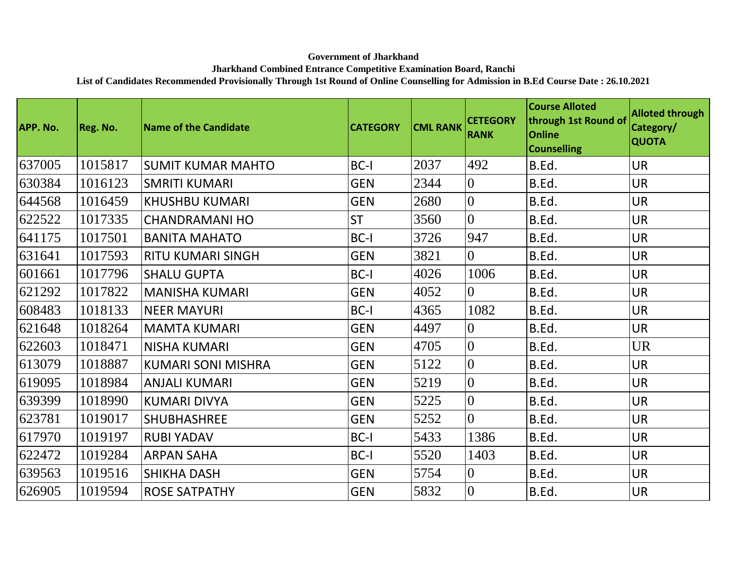**Government of Jharkhand**

**Jharkhand Combined Entrance Competitive Examination Board, Ranchi**

**List of Candidates Recommended Provisionally Through 1st Round of Online Counselling for Admission in B.Ed Course Date : 26.10.2021**

| APP. No. | Reg. No. | Name of the Candidate | CATEGORY | CML RANK | CETEGORY RANK | Course Alloted through 1st Round of Online Counselling | Alloted through Category/ QUOTA |
|---|---|---|---|---|---|---|---|
| 637005 | 1015817 | SUMIT KUMAR MAHTO | BC-I | 2037 | 492 | B.Ed. | UR |
| 630384 | 1016123 | SMRITI KUMARI | GEN | 2344 | 0 | B.Ed. | UR |
| 644568 | 1016459 | KHUSHBU KUMARI | GEN | 2680 | 0 | B.Ed. | UR |
| 622522 | 1017335 | CHANDRAMANI HO | ST | 3560 | 0 | B.Ed. | UR |
| 641175 | 1017501 | BANITA MAHATO | BC-I | 3726 | 947 | B.Ed. | UR |
| 631641 | 1017593 | RITU KUMARI SINGH | GEN | 3821 | 0 | B.Ed. | UR |
| 601661 | 1017796 | SHALU GUPTA | BC-I | 4026 | 1006 | B.Ed. | UR |
| 621292 | 1017822 | MANISHA KUMARI | GEN | 4052 | 0 | B.Ed. | UR |
| 608483 | 1018133 | NEER MAYURI | BC-I | 4365 | 1082 | B.Ed. | UR |
| 621648 | 1018264 | MAMTA KUMARI | GEN | 4497 | 0 | B.Ed. | UR |
| 622603 | 1018471 | NISHA KUMARI | GEN | 4705 | 0 | B.Ed. | UR |
| 613079 | 1018887 | KUMARI SONI MISHRA | GEN | 5122 | 0 | B.Ed. | UR |
| 619095 | 1018984 | ANJALI KUMARI | GEN | 5219 | 0 | B.Ed. | UR |
| 639399 | 1018990 | KUMARI DIVYA | GEN | 5225 | 0 | B.Ed. | UR |
| 623781 | 1019017 | SHUBHASHREE | GEN | 5252 | 0 | B.Ed. | UR |
| 617970 | 1019197 | RUBI YADAV | BC-I | 5433 | 1386 | B.Ed. | UR |
| 622472 | 1019284 | ARPAN SAHA | BC-I | 5520 | 1403 | B.Ed. | UR |
| 639563 | 1019516 | SHIKHA DASH | GEN | 5754 | 0 | B.Ed. | UR |
| 626905 | 1019594 | ROSE SATPATHY | GEN | 5832 | 0 | B.Ed. | UR |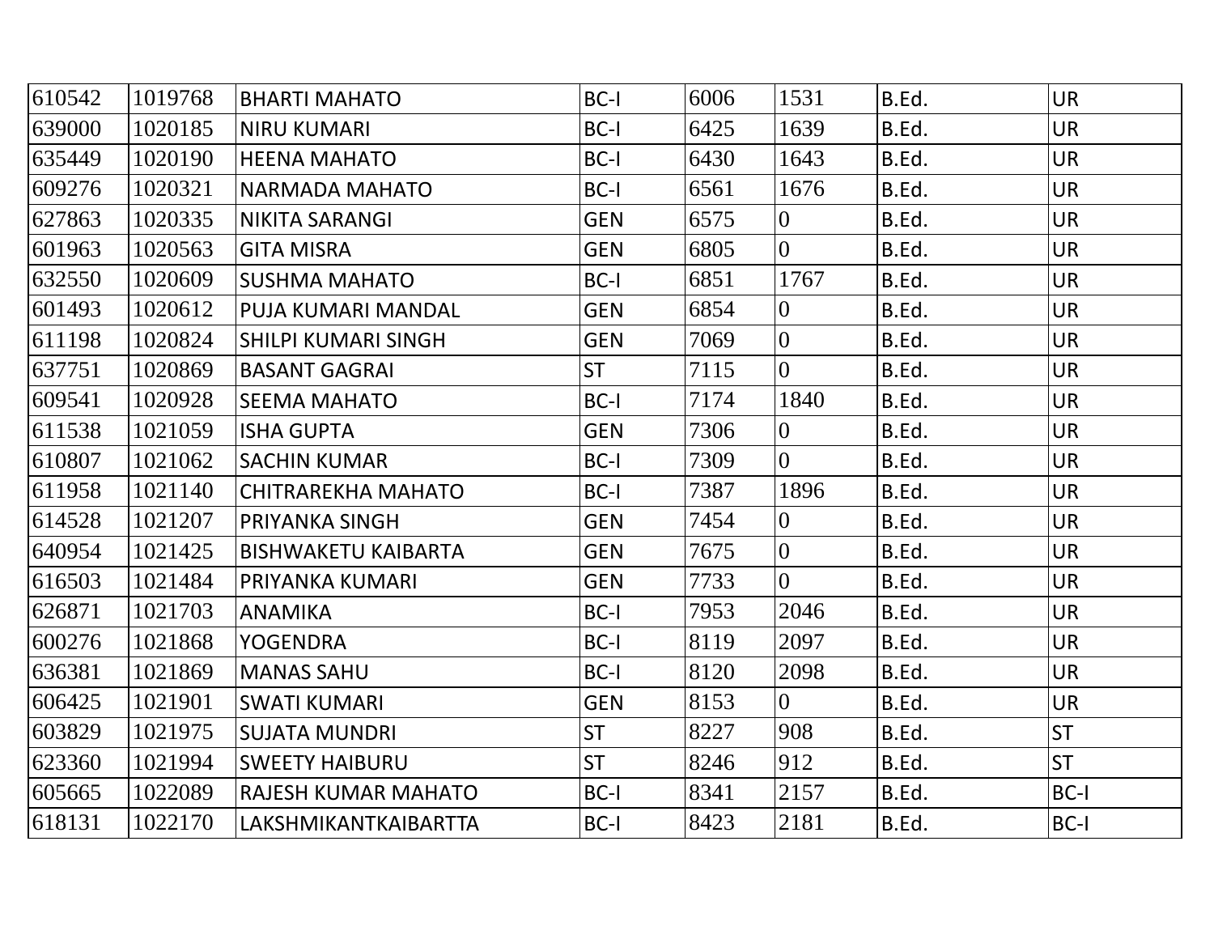| | | | | | | | |
|---|---|---|---|---|---|---|---|
| 610542 | 1019768 | BHARTI MAHATO | BC-I | 6006 | 1531 | B.Ed. | UR |
| 639000 | 1020185 | NIRU KUMARI | BC-I | 6425 | 1639 | B.Ed. | UR |
| 635449 | 1020190 | HEENA MAHATO | BC-I | 6430 | 1643 | B.Ed. | UR |
| 609276 | 1020321 | NARMADA MAHATO | BC-I | 6561 | 1676 | B.Ed. | UR |
| 627863 | 1020335 | NIKITA SARANGI | GEN | 6575 | 0 | B.Ed. | UR |
| 601963 | 1020563 | GITA MISRA | GEN | 6805 | 0 | B.Ed. | UR |
| 632550 | 1020609 | SUSHMA MAHATO | BC-I | 6851 | 1767 | B.Ed. | UR |
| 601493 | 1020612 | PUJA KUMARI MANDAL | GEN | 6854 | 0 | B.Ed. | UR |
| 611198 | 1020824 | SHILPI KUMARI SINGH | GEN | 7069 | 0 | B.Ed. | UR |
| 637751 | 1020869 | BASANT GAGRAI | ST | 7115 | 0 | B.Ed. | UR |
| 609541 | 1020928 | SEEMA MAHATO | BC-I | 7174 | 1840 | B.Ed. | UR |
| 611538 | 1021059 | ISHA GUPTA | GEN | 7306 | 0 | B.Ed. | UR |
| 610807 | 1021062 | SACHIN KUMAR | BC-I | 7309 | 0 | B.Ed. | UR |
| 611958 | 1021140 | CHITRAREKHA MAHATO | BC-I | 7387 | 1896 | B.Ed. | UR |
| 614528 | 1021207 | PRIYANKA SINGH | GEN | 7454 | 0 | B.Ed. | UR |
| 640954 | 1021425 | BISHWAKETU KAIBARTA | GEN | 7675 | 0 | B.Ed. | UR |
| 616503 | 1021484 | PRIYANKA KUMARI | GEN | 7733 | 0 | B.Ed. | UR |
| 626871 | 1021703 | ANAMIKA | BC-I | 7953 | 2046 | B.Ed. | UR |
| 600276 | 1021868 | YOGENDRA | BC-I | 8119 | 2097 | B.Ed. | UR |
| 636381 | 1021869 | MANAS SAHU | BC-I | 8120 | 2098 | B.Ed. | UR |
| 606425 | 1021901 | SWATI KUMARI | GEN | 8153 | 0 | B.Ed. | UR |
| 603829 | 1021975 | SUJATA MUNDRI | ST | 8227 | 908 | B.Ed. | ST |
| 623360 | 1021994 | SWEETY HAIBURU | ST | 8246 | 912 | B.Ed. | ST |
| 605665 | 1022089 | RAJESH KUMAR MAHATO | BC-I | 8341 | 2157 | B.Ed. | BC-I |
| 618131 | 1022170 | LAKSHMIKANTKAIBARTTA | BC-I | 8423 | 2181 | B.Ed. | BC-I |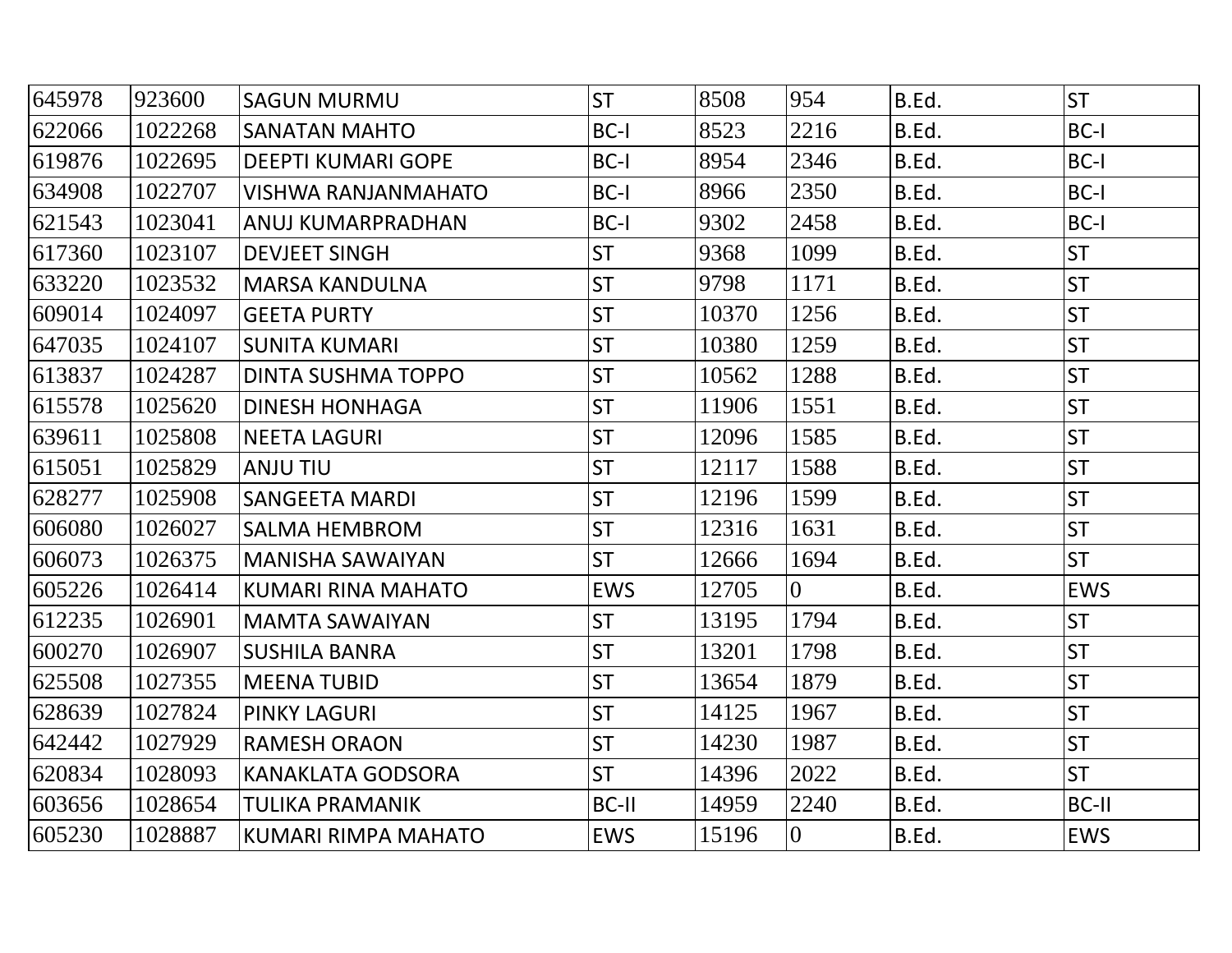| | | | | | | | |
|---|---|---|---|---|---|---|---|
| 645978 | 923600 | SAGUN MURMU | ST | 8508 | 954 | B.Ed. | ST |
| 622066 | 1022268 | SANATAN MAHTO | BC-I | 8523 | 2216 | B.Ed. | BC-I |
| 619876 | 1022695 | DEEPTI KUMARI GOPE | BC-I | 8954 | 2346 | B.Ed. | BC-I |
| 634908 | 1022707 | VISHWA RANJANMAHATO | BC-I | 8966 | 2350 | B.Ed. | BC-I |
| 621543 | 1023041 | ANUJ KUMARPRADHAN | BC-I | 9302 | 2458 | B.Ed. | BC-I |
| 617360 | 1023107 | DEVJEET SINGH | ST | 9368 | 1099 | B.Ed. | ST |
| 633220 | 1023532 | MARSA KANDULNA | ST | 9798 | 1171 | B.Ed. | ST |
| 609014 | 1024097 | GEETA PURTY | ST | 10370 | 1256 | B.Ed. | ST |
| 647035 | 1024107 | SUNITA KUMARI | ST | 10380 | 1259 | B.Ed. | ST |
| 613837 | 1024287 | DINTA SUSHMA TOPPO | ST | 10562 | 1288 | B.Ed. | ST |
| 615578 | 1025620 | DINESH HONHAGA | ST | 11906 | 1551 | B.Ed. | ST |
| 639611 | 1025808 | NEETA LAGURI | ST | 12096 | 1585 | B.Ed. | ST |
| 615051 | 1025829 | ANJU TIU | ST | 12117 | 1588 | B.Ed. | ST |
| 628277 | 1025908 | SANGEETA MARDI | ST | 12196 | 1599 | B.Ed. | ST |
| 606080 | 1026027 | SALMA HEMBROM | ST | 12316 | 1631 | B.Ed. | ST |
| 606073 | 1026375 | MANISHA SAWAIYAN | ST | 12666 | 1694 | B.Ed. | ST |
| 605226 | 1026414 | KUMARI RINA MAHATO | EWS | 12705 | 0 | B.Ed. | EWS |
| 612235 | 1026901 | MAMTA SAWAIYAN | ST | 13195 | 1794 | B.Ed. | ST |
| 600270 | 1026907 | SUSHILA BANRA | ST | 13201 | 1798 | B.Ed. | ST |
| 625508 | 1027355 | MEENA TUBID | ST | 13654 | 1879 | B.Ed. | ST |
| 628639 | 1027824 | PINKY LAGURI | ST | 14125 | 1967 | B.Ed. | ST |
| 642442 | 1027929 | RAMESH ORAON | ST | 14230 | 1987 | B.Ed. | ST |
| 620834 | 1028093 | KANAKLATA GODSORA | ST | 14396 | 2022 | B.Ed. | ST |
| 603656 | 1028654 | TULIKA PRAMANIK | BC-II | 14959 | 2240 | B.Ed. | BC-II |
| 605230 | 1028887 | KUMARI RIMPA MAHATO | EWS | 15196 | 0 | B.Ed. | EWS |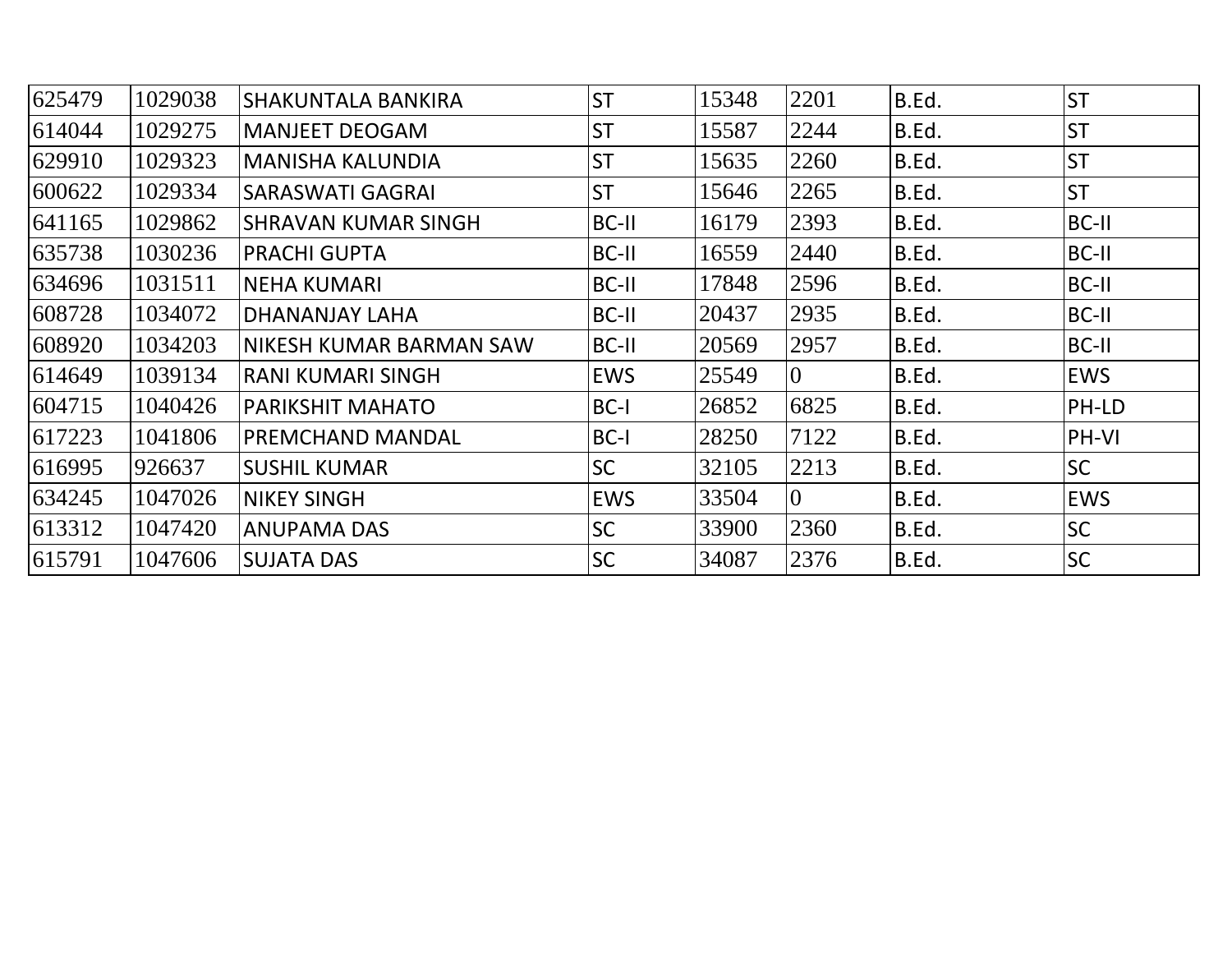| | | | | | | | |
|---|---|---|---|---|---|---|---|
| 625479 | 1029038 | SHAKUNTALA BANKIRA | ST | 15348 | 2201 | B.Ed. | ST |
| 614044 | 1029275 | MANJEET DEOGAM | ST | 15587 | 2244 | B.Ed. | ST |
| 629910 | 1029323 | MANISHA KALUNDIA | ST | 15635 | 2260 | B.Ed. | ST |
| 600622 | 1029334 | SARASWATI GAGRAI | ST | 15646 | 2265 | B.Ed. | ST |
| 641165 | 1029862 | SHRAVAN KUMAR SINGH | BC-II | 16179 | 2393 | B.Ed. | BC-II |
| 635738 | 1030236 | PRACHI GUPTA | BC-II | 16559 | 2440 | B.Ed. | BC-II |
| 634696 | 1031511 | NEHA KUMARI | BC-II | 17848 | 2596 | B.Ed. | BC-II |
| 608728 | 1034072 | DHANANJAY LAHA | BC-II | 20437 | 2935 | B.Ed. | BC-II |
| 608920 | 1034203 | NIKESH KUMAR BARMAN SAW | BC-II | 20569 | 2957 | B.Ed. | BC-II |
| 614649 | 1039134 | RANI KUMARI SINGH | EWS | 25549 | 0 | B.Ed. | EWS |
| 604715 | 1040426 | PARIKSHIT MAHATO | BC-I | 26852 | 6825 | B.Ed. | PH-LD |
| 617223 | 1041806 | PREMCHAND MANDAL | BC-I | 28250 | 7122 | B.Ed. | PH-VI |
| 616995 | 926637 | SUSHIL KUMAR | SC | 32105 | 2213 | B.Ed. | SC |
| 634245 | 1047026 | NIKEY SINGH | EWS | 33504 | 0 | B.Ed. | EWS |
| 613312 | 1047420 | ANUPAMA DAS | SC | 33900 | 2360 | B.Ed. | SC |
| 615791 | 1047606 | SUJATA DAS | SC | 34087 | 2376 | B.Ed. | SC |